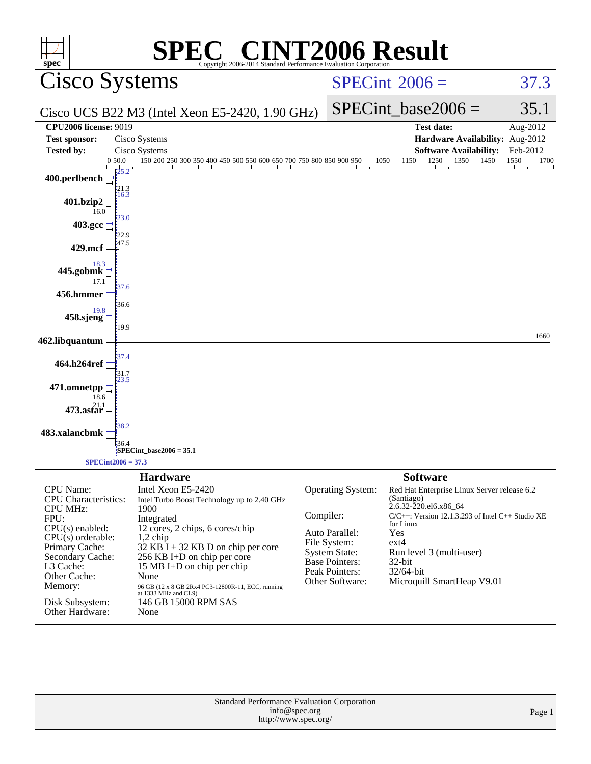# SPEC® CINT2006 Result

Copyright 2006-2014 Standard Performance Evaluation Corporation

## Cisco Systems

Cisco UCS B22 M3 (Intel Xeon E5-2420, 1.90 GHz)

SPECint 2006 = 37.3

SPECint_base2006 = 35.1

| | | | |
|---|---|---|---|
| **CPU2006 license:** | 9019 | **Test date:** | Aug-2012 |
| **Test sponsor:** | Cisco Systems | **Hardware Availability:** | Aug-2012 |
| **Tested by:** | Cisco Systems | **Software Availability:** | Feb-2012 |

| Benchmark | Peak | Base |
|---|---|---|
| 400.perlbench | 25.2 | 21.3 |
| 401.bzip2 | 16.3 | 16.0 |
| 403.gcc | 23.0 | 22.9 |
| 429.mcf | 47.5 | |
| 445.gobmk | 18.3 | 17.1 |
| 456.hmmer | 37.6 | 36.6 |
| 458.sjeng | 19.8 | 19.9 |
| 462.libquantum | 1660 | |
| 464.h264ref | 37.4 | 31.7 |
| 471.omnetpp | 23.5 | 18.6 |
| 473.astar | 21.1 | |
| 483.xalancbmk | 38.2 | 36.4 |

SPECint_base2006 = 35.1

SPECint2006 = 37.3

### Hardware

| | |
|---|---|
| CPU Name: | Intel Xeon E5-2420 |
| CPU Characteristics: | Intel Turbo Boost Technology up to 2.40 GHz |
| CPU MHz: | 1900 |
| FPU: | Integrated |
| CPU(s) enabled: | 12 cores, 2 chips, 6 cores/chip |
| CPU(s) orderable: | 1,2 chip |
| Primary Cache: | 32 KB I + 32 KB D on chip per core |
| Secondary Cache: | 256 KB I+D on chip per core |
| L3 Cache: | 15 MB I+D on chip per chip |
| Other Cache: | None |
| Memory: | 96 GB (12 x 8 GB 2Rx4 PC3-12800R-11, ECC, running at 1333 MHz and CL9) |
| Disk Subsystem: | 146 GB 15000 RPM SAS |
| Other Hardware: | None |

### Software

| | |
|---|---|
| Operating System: | Red Hat Enterprise Linux Server release 6.2 (Santiago) 2.6.32-220.el6.x86_64 |
| Compiler: | C/C++: Version 12.1.3.293 of Intel C++ Studio XE for Linux |
| Auto Parallel: | Yes |
| File System: | ext4 |
| System State: | Run level 3 (multi-user) |
| Base Pointers: | 32-bit |
| Peak Pointers: | 32/64-bit |
| Other Software: | Microquill SmartHeap V9.01 |

Standard Performance Evaluation Corporation
info@spec.org
http://www.spec.org/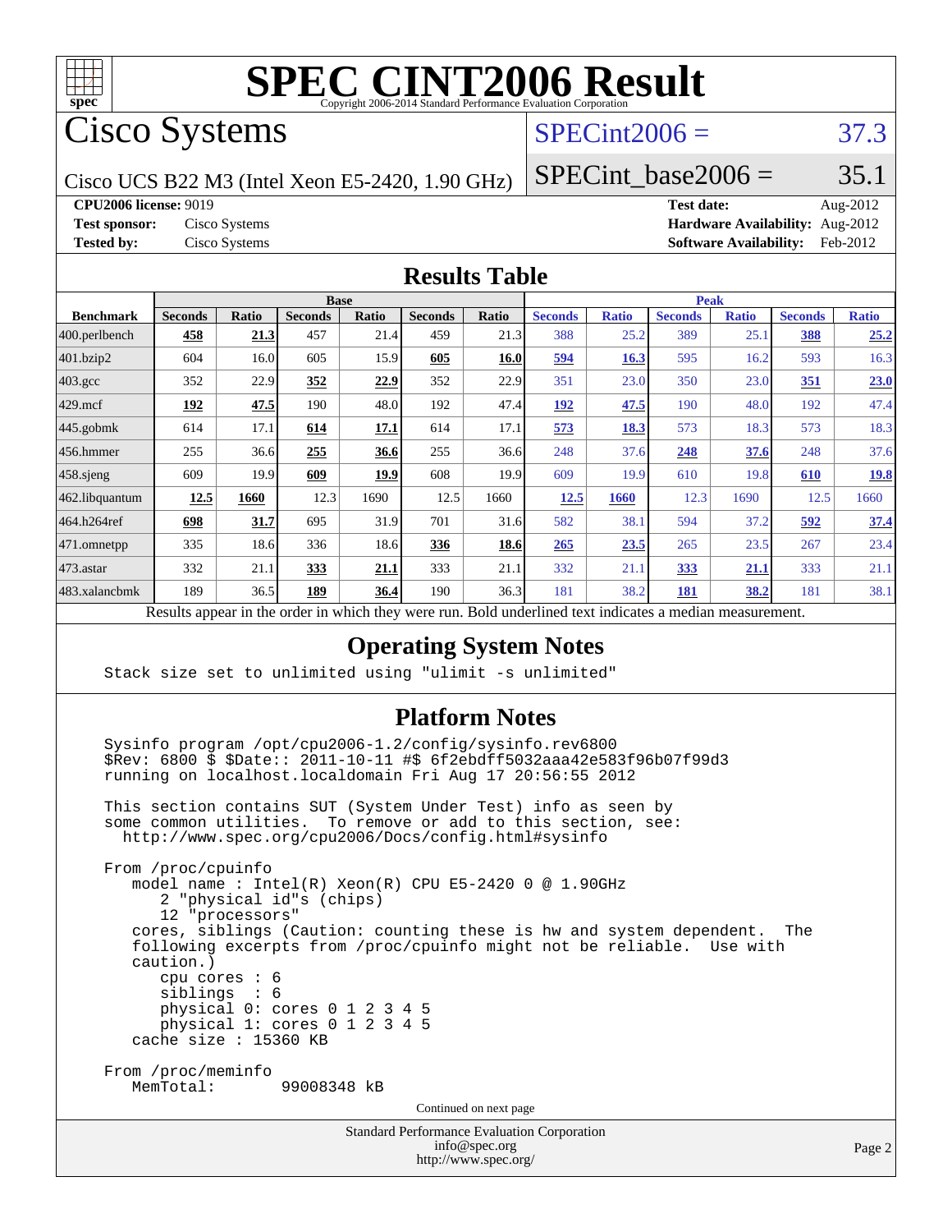# SPEC CINT2006 Result

Copyright 2006-2014 Standard Performance Evaluation Corporation

# Cisco Systems

Cisco UCS B22 M3 (Intel Xeon E5-2420, 1.90 GHz)

SPECint2006 = 37.3

SPECint_base2006 = 35.1

**CPU2006 license:** 9019

**Test sponsor:** Cisco Systems

**Tested by:** Cisco Systems

**Test date:** Aug-2012

**Hardware Availability:** Aug-2012

**Software Availability:** Feb-2012

## Results Table

| Benchmark | Base | | | | | | Peak | | | | | |
|---|---|---|---|---|---|---|---|---|---|---|---|---|
| | Seconds | Ratio | Seconds | Ratio | Seconds | Ratio | Seconds | Ratio | Seconds | Ratio | Seconds | Ratio |
| 400.perlbench | **458** | **21.3** | 457 | 21.4 | 459 | 21.3 | 388 | 25.2 | 389 | 25.1 | **388** | **25.2** |
| 401.bzip2 | 604 | 16.0 | 605 | 15.9 | **605** | **16.0** | **594** | **16.3** | 595 | 16.2 | 593 | 16.3 |
| 403.gcc | 352 | 22.9 | **352** | **22.9** | 352 | 22.9 | 351 | 23.0 | 350 | 23.0 | **351** | **23.0** |
| 429.mcf | **192** | **47.5** | 190 | 48.0 | 192 | 47.4 | **192** | **47.5** | 190 | 48.0 | 192 | 47.4 |
| 445.gobmk | 614 | 17.1 | **614** | **17.1** | 614 | 17.1 | **573** | **18.3** | 573 | 18.3 | 573 | 18.3 |
| 456.hmmer | 255 | 36.6 | **255** | **36.6** | 255 | 36.6 | 248 | 37.6 | **248** | **37.6** | 248 | 37.6 |
| 458.sjeng | 609 | 19.9 | **609** | **19.9** | 608 | 19.9 | 609 | 19.9 | 610 | 19.8 | **610** | **19.8** |
| 462.libquantum | **12.5** | **1660** | 12.3 | 1690 | 12.5 | 1660 | **12.5** | **1660** | 12.3 | 1690 | 12.5 | 1660 |
| 464.h264ref | **698** | **31.7** | 695 | 31.9 | 701 | 31.6 | 582 | 38.1 | 594 | 37.2 | **592** | **37.4** |
| 471.omnetpp | 335 | 18.6 | 336 | 18.6 | **336** | **18.6** | **265** | **23.5** | 265 | 23.5 | 267 | 23.4 |
| 473.astar | 332 | 21.1 | **333** | **21.1** | 333 | 21.1 | 332 | 21.1 | **333** | **21.1** | 333 | 21.1 |
| 483.xalancbmk | 189 | 36.5 | **189** | **36.4** | 190 | 36.3 | 181 | 38.2 | **181** | **38.2** | 181 | 38.1 |

Results appear in the order in which they were run. Bold underlined text indicates a median measurement.

## Operating System Notes

```
Stack size set to unlimited using "ulimit -s unlimited"
```

## Platform Notes

```
Sysinfo program /opt/cpu2006-1.2/config/sysinfo.rev6800
$Rev: 6800 $ $Date:: 2011-10-11 #$ 6f2ebdff5032aaa42e583f96b07f99d3
running on localhost.localdomain Fri Aug 17 20:56:55 2012

This section contains SUT (System Under Test) info as seen by
some common utilities.  To remove or add to this section, see:
  http://www.spec.org/cpu2006/Docs/config.html#sysinfo

From /proc/cpuinfo
   model name : Intel(R) Xeon(R) CPU E5-2420 0 @ 1.90GHz
      2 "physical id"s (chips)
      12 "processors"
   cores, siblings (Caution: counting these is hw and system dependent.  The
   following excerpts from /proc/cpuinfo might not be reliable.  Use with
   caution.)
      cpu cores : 6
      siblings  : 6
      physical 0: cores 0 1 2 3 4 5
      physical 1: cores 0 1 2 3 4 5
   cache size : 15360 KB

From /proc/meminfo
   MemTotal:       99008348 kB
```

Continued on next page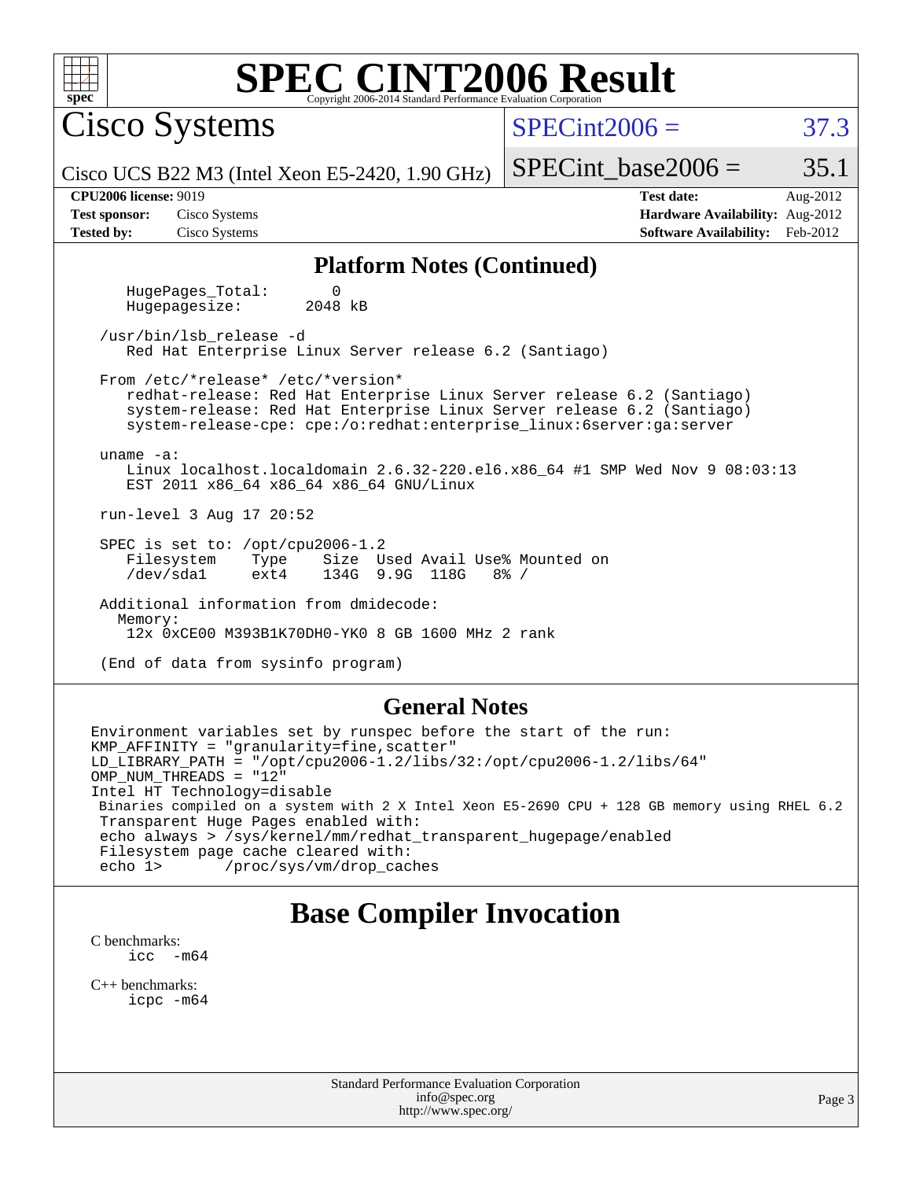## Platform Notes (Continued)

```
   HugePages_Total:       0
   Hugepagesize:       2048 kB

/usr/bin/lsb_release -d
   Red Hat Enterprise Linux Server release 6.2 (Santiago)

From /etc/*release* /etc/*version*
   redhat-release: Red Hat Enterprise Linux Server release 6.2 (Santiago)
   system-release: Red Hat Enterprise Linux Server release 6.2 (Santiago)
   system-release-cpe: cpe:/o:redhat:enterprise_linux:6server:ga:server

uname -a:
   Linux localhost.localdomain 2.6.32-220.el6.x86_64 #1 SMP Wed Nov 9 08:03:13
   EST 2011 x86_64 x86_64 x86_64 GNU/Linux

run-level 3 Aug 17 20:52

SPEC is set to: /opt/cpu2006-1.2
   Filesystem     Type   Size  Used Avail Use% Mounted on
   /dev/sda1      ext4   134G  9.9G  118G   8% /

Additional information from dmidecode:
  Memory:
   12x 0xCE00 M393B1K70DH0-YK0 8 GB 1600 MHz 2 rank

(End of data from sysinfo program)
```

## General Notes

```
Environment variables set by runspec before the start of the run:
KMP_AFFINITY = "granularity=fine,scatter"
LD_LIBRARY_PATH = "/opt/cpu2006-1.2/libs/32:/opt/cpu2006-1.2/libs/64"
OMP_NUM_THREADS = "12"
Intel HT Technology=disable
 Binaries compiled on a system with 2 X Intel Xeon E5-2690 CPU + 128 GB memory using RHEL 6.2
 Transparent Huge Pages enabled with:
 echo always > /sys/kernel/mm/redhat_transparent_hugepage/enabled
 Filesystem page cache cleared with:
 echo 1>       /proc/sys/vm/drop_caches
```

# Base Compiler Invocation

C benchmarks:
 icc -m64

C++ benchmarks:
 icpc -m64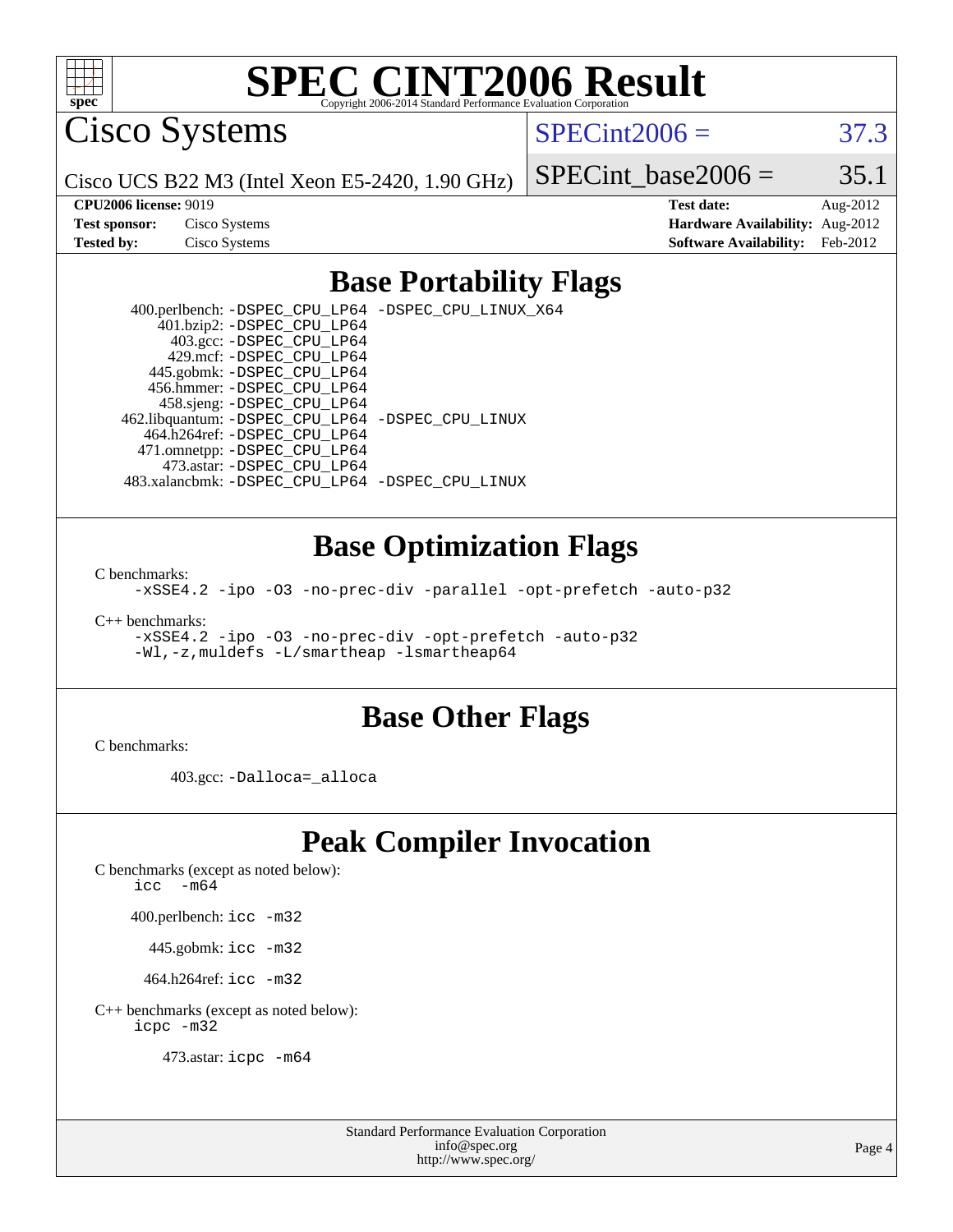# SPEC CINT2006 Result

Copyright 2006-2014 Standard Performance Evaluation Corporation

## Cisco Systems

Cisco UCS B22 M3 (Intel Xeon E5-2420, 1.90 GHz)

SPECint2006 = 37.3

SPECint_base2006 = 35.1

**CPU2006 license:** 9019
**Test sponsor:** Cisco Systems
**Tested by:** Cisco Systems

**Test date:** Aug-2012
**Hardware Availability:** Aug-2012
**Software Availability:** Feb-2012

## Base Portability Flags

400.perlbench: -DSPEC_CPU_LP64 -DSPEC_CPU_LINUX_X64
401.bzip2: -DSPEC_CPU_LP64
403.gcc: -DSPEC_CPU_LP64
429.mcf: -DSPEC_CPU_LP64
445.gobmk: -DSPEC_CPU_LP64
456.hmmer: -DSPEC_CPU_LP64
458.sjeng: -DSPEC_CPU_LP64
462.libquantum: -DSPEC_CPU_LP64 -DSPEC_CPU_LINUX
464.h264ref: -DSPEC_CPU_LP64
471.omnetpp: -DSPEC_CPU_LP64
473.astar: -DSPEC_CPU_LP64
483.xalancbmk: -DSPEC_CPU_LP64 -DSPEC_CPU_LINUX

## Base Optimization Flags

C benchmarks:
-xSSE4.2 -ipo -O3 -no-prec-div -parallel -opt-prefetch -auto-p32

C++ benchmarks:
-xSSE4.2 -ipo -O3 -no-prec-div -opt-prefetch -auto-p32
-Wl,-z,muldefs -L/smartheap -lsmartheap64

## Base Other Flags

C benchmarks:

403.gcc: -Dalloca=_alloca

## Peak Compiler Invocation

C benchmarks (except as noted below):
icc -m64

400.perlbench: icc -m32

445.gobmk: icc -m32

464.h264ref: icc -m32

C++ benchmarks (except as noted below):
icpc -m32

473.astar: icpc -m64

Standard Performance Evaluation Corporation
info@spec.org
http://www.spec.org/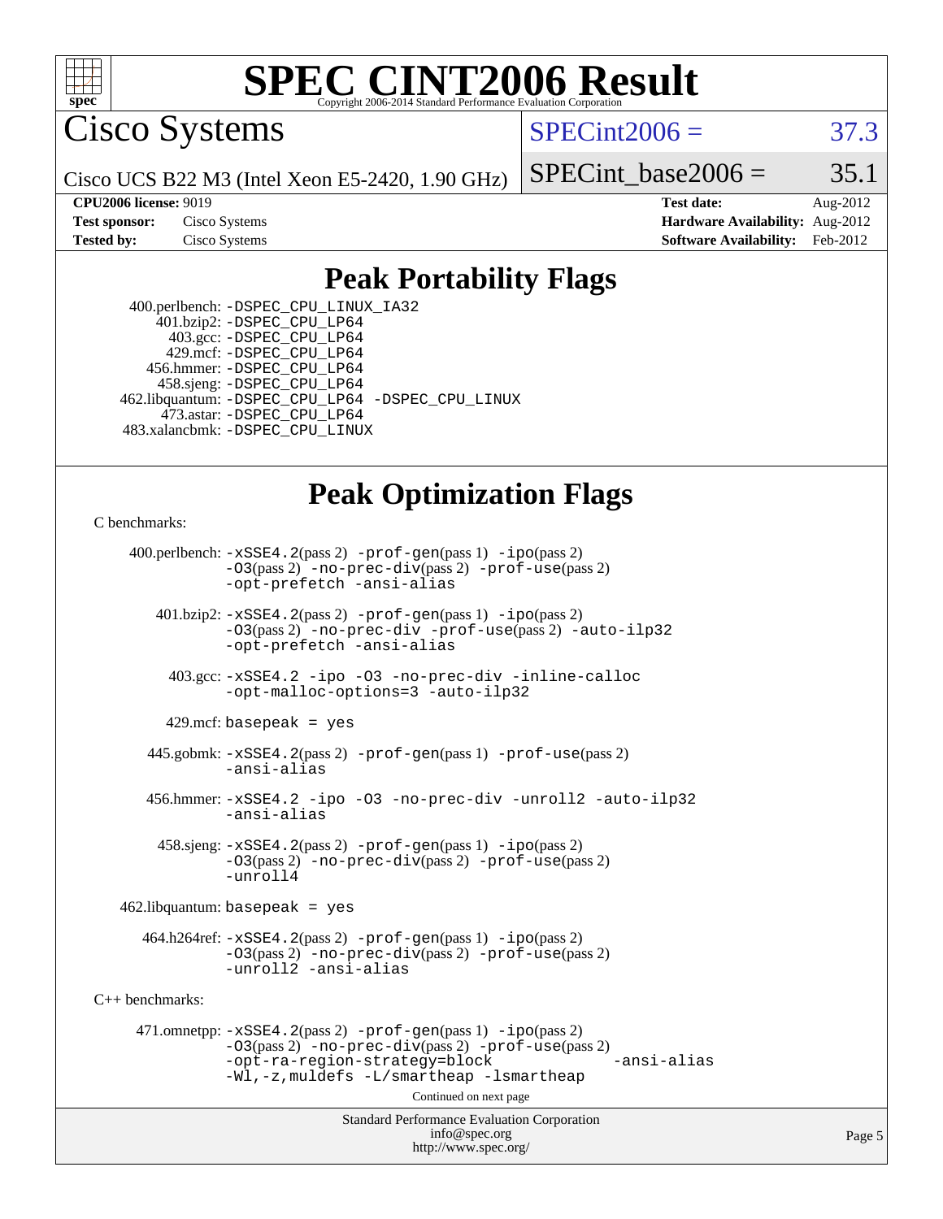# SPEC CINT2006 Result

Cisco Systems

Cisco UCS B22 M3 (Intel Xeon E5-2420, 1.90 GHz)

SPECint2006 = 37.3

SPECint_base2006 = 35.1

**CPU2006 license:** 9019
**Test sponsor:** Cisco Systems
**Tested by:** Cisco Systems

**Test date:** Aug-2012
**Hardware Availability:** Aug-2012
**Software Availability:** Feb-2012

## Peak Portability Flags

400.perlbench: -DSPEC_CPU_LINUX_IA32
401.bzip2: -DSPEC_CPU_LP64
403.gcc: -DSPEC_CPU_LP64
429.mcf: -DSPEC_CPU_LP64
456.hmmer: -DSPEC_CPU_LP64
458.sjeng: -DSPEC_CPU_LP64
462.libquantum: -DSPEC_CPU_LP64 -DSPEC_CPU_LINUX
473.astar: -DSPEC_CPU_LP64
483.xalancbmk: -DSPEC_CPU_LINUX

## Peak Optimization Flags

C benchmarks:

400.perlbench: -xSSE4.2(pass 2) -prof-gen(pass 1) -ipo(pass 2) -O3(pass 2) -no-prec-div(pass 2) -prof-use(pass 2) -opt-prefetch -ansi-alias

401.bzip2: -xSSE4.2(pass 2) -prof-gen(pass 1) -ipo(pass 2) -O3(pass 2) -no-prec-div -prof-use(pass 2) -auto-ilp32 -opt-prefetch -ansi-alias

403.gcc: -xSSE4.2 -ipo -O3 -no-prec-div -inline-calloc -opt-malloc-options=3 -auto-ilp32

429.mcf: basepeak = yes

445.gobmk: -xSSE4.2(pass 2) -prof-gen(pass 1) -prof-use(pass 2) -ansi-alias

456.hmmer: -xSSE4.2 -ipo -O3 -no-prec-div -unroll2 -auto-ilp32 -ansi-alias

458.sjeng: -xSSE4.2(pass 2) -prof-gen(pass 1) -ipo(pass 2) -O3(pass 2) -no-prec-div(pass 2) -prof-use(pass 2) -unroll4

462.libquantum: basepeak = yes

464.h264ref: -xSSE4.2(pass 2) -prof-gen(pass 1) -ipo(pass 2) -O3(pass 2) -no-prec-div(pass 2) -prof-use(pass 2) -unroll2 -ansi-alias

C++ benchmarks:

471.omnetpp: -xSSE4.2(pass 2) -prof-gen(pass 1) -ipo(pass 2) -O3(pass 2) -no-prec-div(pass 2) -prof-use(pass 2) -opt-ra-region-strategy=block -ansi-alias -Wl,-z,muldefs -L/smartheap -lsmartheap

Continued on next page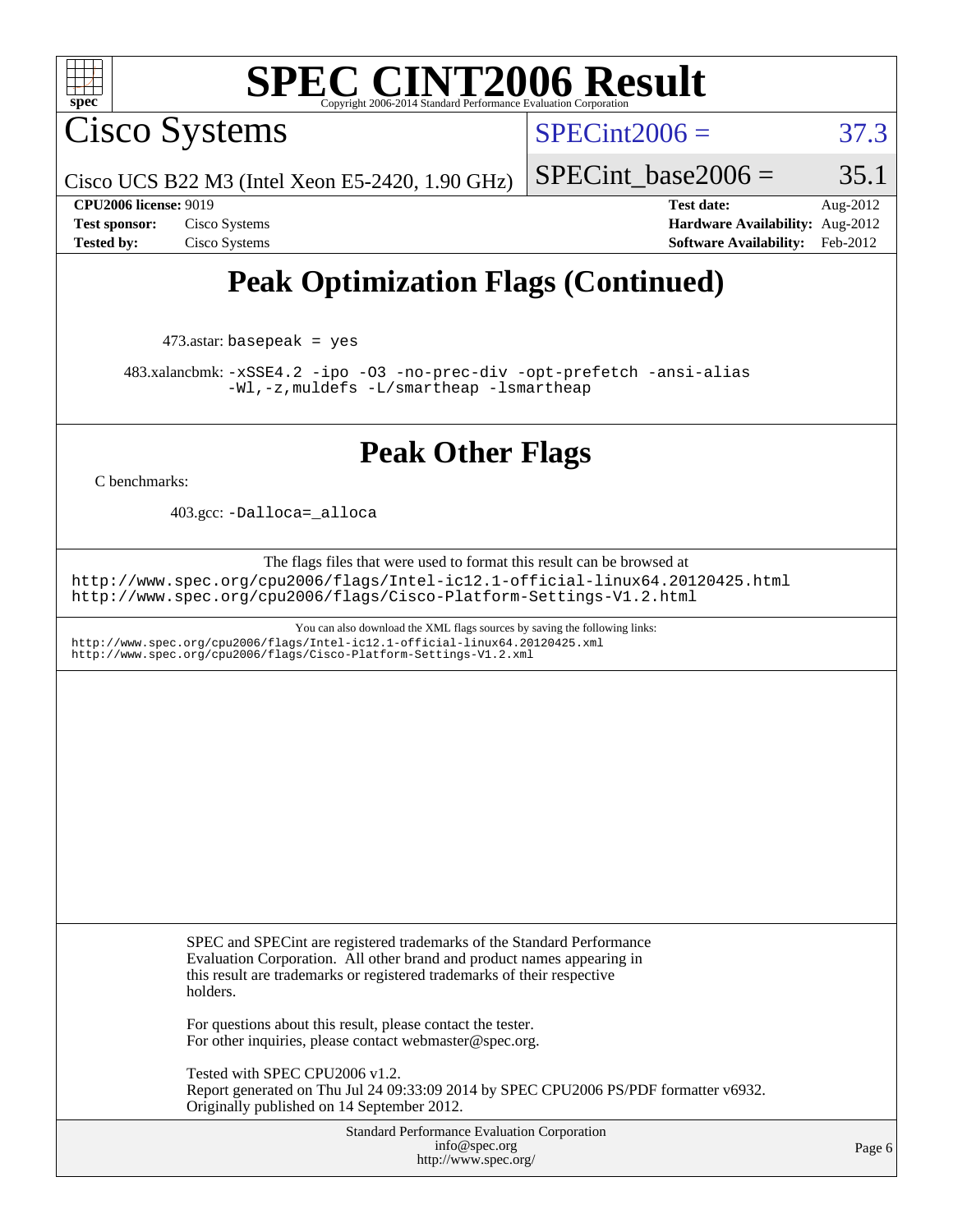# Peak Optimization Flags (Continued)

473.astar: basepeak = yes

483.xalancbmk: -xSSE4.2 -ipo -O3 -no-prec-div -opt-prefetch -ansi-alias -Wl,-z,muldefs -L/smartheap -lsmartheap

# Peak Other Flags

C benchmarks:

403.gcc: -Dalloca=_alloca

The flags files that were used to format this result can be browsed at
http://www.spec.org/cpu2006/flags/Intel-ic12.1-official-linux64.20120425.html
http://www.spec.org/cpu2006/flags/Cisco-Platform-Settings-V1.2.html

You can also download the XML flags sources by saving the following links:
http://www.spec.org/cpu2006/flags/Intel-ic12.1-official-linux64.20120425.xml
http://www.spec.org/cpu2006/flags/Cisco-Platform-Settings-V1.2.xml

SPEC and SPECint are registered trademarks of the Standard Performance Evaluation Corporation. All other brand and product names appearing in this result are trademarks or registered trademarks of their respective holders.

For questions about this result, please contact the tester.
For other inquiries, please contact webmaster@spec.org.

Tested with SPEC CPU2006 v1.2.
Report generated on Thu Jul 24 09:33:09 2014 by SPEC CPU2006 PS/PDF formatter v6932.
Originally published on 14 September 2012.